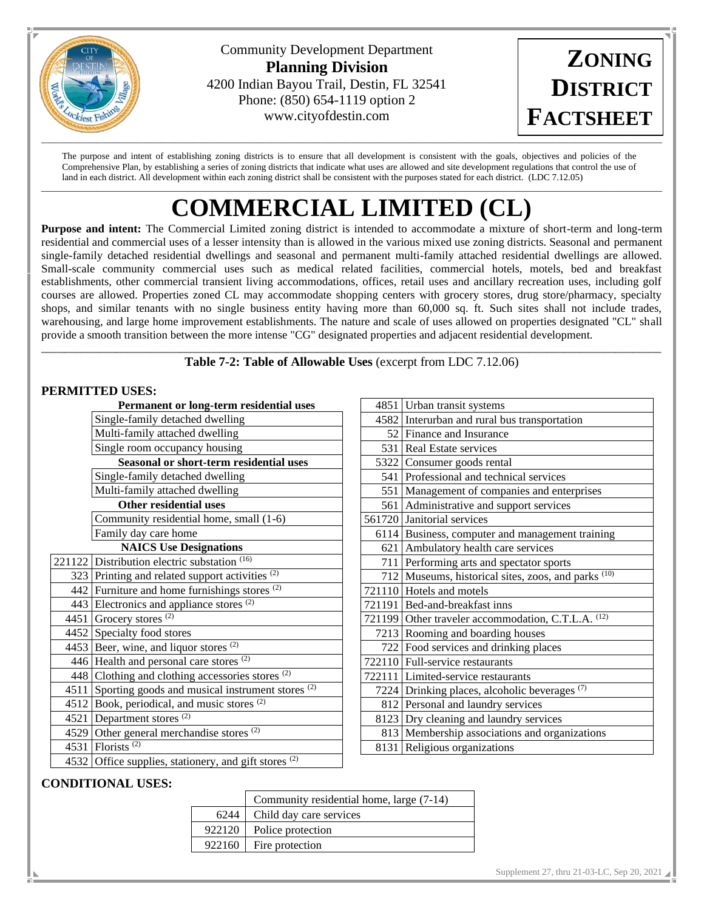Community Development Department
**Planning Division**
4200 Indian Bayou Trail, Destin, FL 32541
Phone: (850) 654-1119 option 2
www.cityofdestin.com

**ZONING DISTRICT FACTSHEET**

The purpose and intent of establishing zoning districts is to ensure that all development is consistent with the goals, objectives and policies of the Comprehensive Plan, by establishing a series of zoning districts that indicate what uses are allowed and site development regulations that control the use of land in each district. All development within each zoning district shall be consistent with the purposes stated for each district. (LDC 7.12.05)

# COMMERCIAL LIMITED (CL)

**Purpose and intent:** The Commercial Limited zoning district is intended to accommodate a mixture of short-term and long-term residential and commercial uses of a lesser intensity than is allowed in the various mixed use zoning districts. Seasonal and permanent single-family detached residential dwellings and seasonal and permanent multi-family attached residential dwellings are allowed. Small-scale community commercial uses such as medical related facilities, commercial hotels, motels, bed and breakfast establishments, other commercial transient living accommodations, offices, retail uses and ancillary recreation uses, including golf courses are allowed. Properties zoned CL may accommodate shopping centers with grocery stores, drug store/pharmacy, specialty shops, and similar tenants with no single business entity having more than 60,000 sq. ft. Such sites shall not include trades, warehousing, and large home improvement establishments. The nature and scale of uses allowed on properties designated "CL" shall provide a smooth transition between the more intense "CG" designated properties and adjacent residential development.

**Table 7-2: Table of Allowable Uses** (excerpt from LDC 7.12.06)

## PERMITTED USES:

| | **Permanent or long-term residential uses** |
|---|---|
| | Single-family detached dwelling |
| | Multi-family attached dwelling |
| | Single room occupancy housing |
| | **Seasonal or short-term residential uses** |
| | Single-family detached dwelling |
| | Multi-family attached dwelling |
| | **Other residential uses** |
| | Community residential home, small (1-6) |
| | Family day care home |
| | **NAICS Use Designations** |
| 221122 | Distribution electric substation [16] |
| 323 | Printing and related support activities [2] |
| 442 | Furniture and home furnishings stores [2] |
| 443 | Electronics and appliance stores [2] |
| 4451 | Grocery stores [2] |
| 4452 | Specialty food stores |
| 4453 | Beer, wine, and liquor stores [2] |
| 446 | Health and personal care stores [2] |
| 448 | Clothing and clothing accessories stores [2] |
| 4511 | Sporting goods and musical instrument stores [2] |
| 4512 | Book, periodical, and music stores [2] |
| 4521 | Department stores [2] |
| 4529 | Other general merchandise stores [2] |
| 4531 | Florists [2] |
| 4532 | Office supplies, stationery, and gift stores [2] |
| 4851 | Urban transit systems |
| 4582 | Interurban and rural bus transportation |
| 52 | Finance and Insurance |
| 531 | Real Estate services |
| 5322 | Consumer goods rental |
| 541 | Professional and technical services |
| 551 | Management of companies and enterprises |
| 561 | Administrative and support services |
| 561720 | Janitorial services |
| 6114 | Business, computer and management training |
| 621 | Ambulatory health care services |
| 711 | Performing arts and spectator sports |
| 712 | Museums, historical sites, zoos, and parks [10] |
| 721110 | Hotels and motels |
| 721191 | Bed-and-breakfast inns |
| 721199 | Other traveler accommodation, C.T.L.A. [12] |
| 7213 | Rooming and boarding houses |
| 722 | Food services and drinking places |
| 722110 | Full-service restaurants |
| 722111 | Limited-service restaurants |
| 7224 | Drinking places, alcoholic beverages [7] |
| 812 | Personal and laundry services |
| 8123 | Dry cleaning and laundry services |
| 813 | Membership associations and organizations |
| 8131 | Religious organizations |

## CONDITIONAL USES:

| | Community residential home, large (7-14) |
|---|---|
| 6244 | Child day care services |
| 922120 | Police protection |
| 922160 | Fire protection |

Supplement 27, thru 21-03-LC, Sep 20, 2021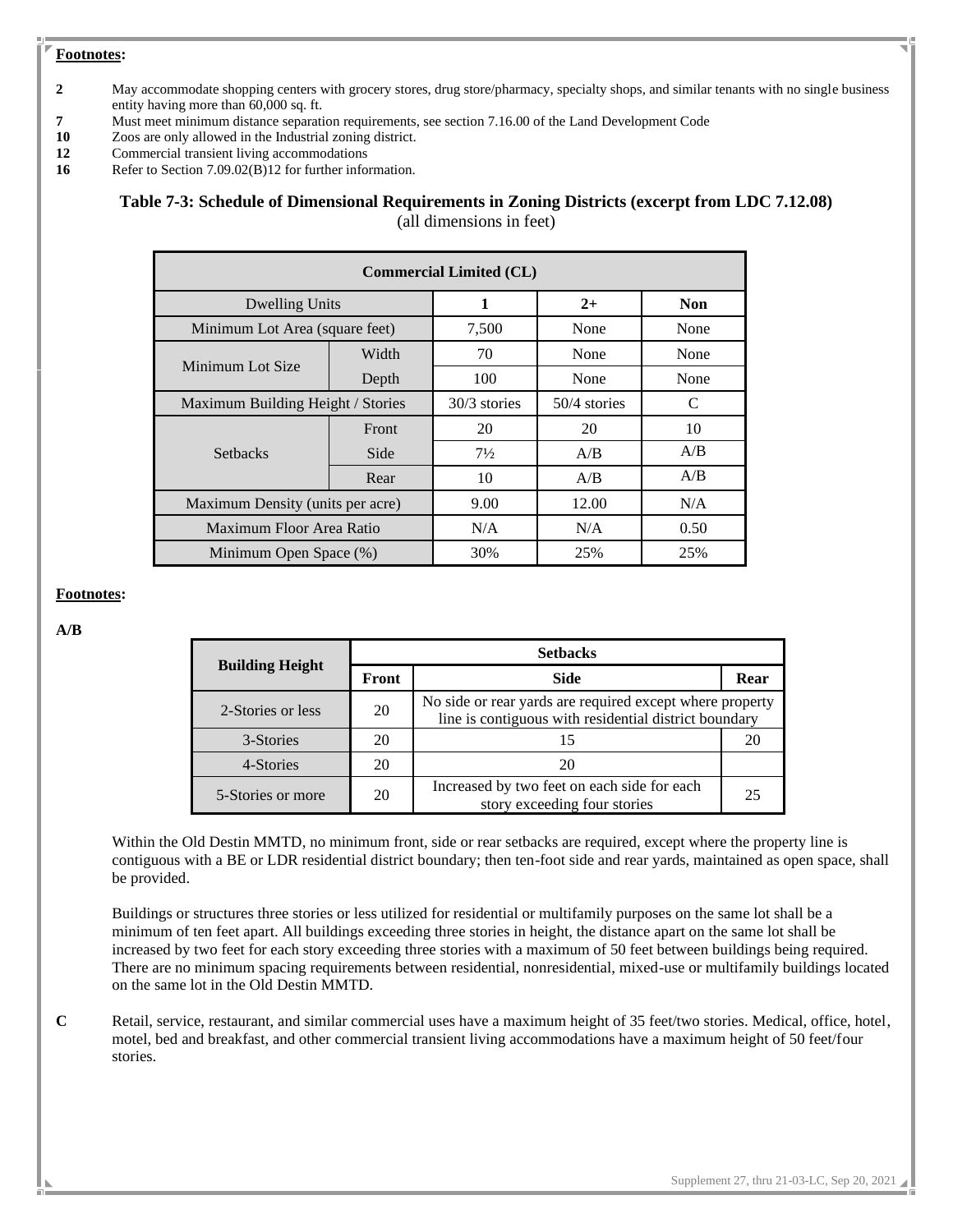**Footnotes:**

**2** May accommodate shopping centers with grocery stores, drug store/pharmacy, specialty shops, and similar tenants with no single business entity having more than 60,000 sq. ft.

**7** Must meet minimum distance separation requirements, see section 7.16.00 of the Land Development Code

**10** Zoos are only allowed in the Industrial zoning district.

**12** Commercial transient living accommodations

**16** Refer to Section 7.09.02(B)12 for further information.

## Table 7-3: Schedule of Dimensional Requirements in Zoning Districts (excerpt from LDC 7.12.08)

(all dimensions in feet)

| Commercial Limited (CL) | | | | |
|---|---|---|---|---|
| Dwelling Units | | **1** | **2+** | **Non** |
| Minimum Lot Area (square feet) | | 7,500 | None | None |
| Minimum Lot Size | Width | 70 | None | None |
| | Depth | 100 | None | None |
| Maximum Building Height / Stories | | 30/3 stories | 50/4 stories | C |
| Setbacks | Front | 20 | 20 | 10 |
| | Side | 7½ | A/B | A/B |
| | Rear | 10 | A/B | A/B |
| Maximum Density (units per acre) | | 9.00 | 12.00 | N/A |
| Maximum Floor Area Ratio | | N/A | N/A | 0.50 |
| Minimum Open Space (%) | | 30% | 25% | 25% |

**Footnotes:**

**A/B**

| Building Height | Setbacks | | |
|---|---|---|---|
| | **Front** | **Side** | **Rear** |
| 2-Stories or less | 20 | No side or rear yards are required except where property line is contiguous with residential district boundary | |
| 3-Stories | 20 | 15 | 20 |
| 4-Stories | 20 | 20 | |
| 5-Stories or more | 20 | Increased by two feet on each side for each story exceeding four stories | 25 |

Within the Old Destin MMTD, no minimum front, side or rear setbacks are required, except where the property line is contiguous with a BE or LDR residential district boundary; then ten-foot side and rear yards, maintained as open space, shall be provided.

Buildings or structures three stories or less utilized for residential or multifamily purposes on the same lot shall be a minimum of ten feet apart. All buildings exceeding three stories in height, the distance apart on the same lot shall be increased by two feet for each story exceeding three stories with a maximum of 50 feet between buildings being required. There are no minimum spacing requirements between residential, nonresidential, mixed-use or multifamily buildings located on the same lot in the Old Destin MMTD.

**C** Retail, service, restaurant, and similar commercial uses have a maximum height of 35 feet/two stories. Medical, office, hotel, motel, bed and breakfast, and other commercial transient living accommodations have a maximum height of 50 feet/four stories.